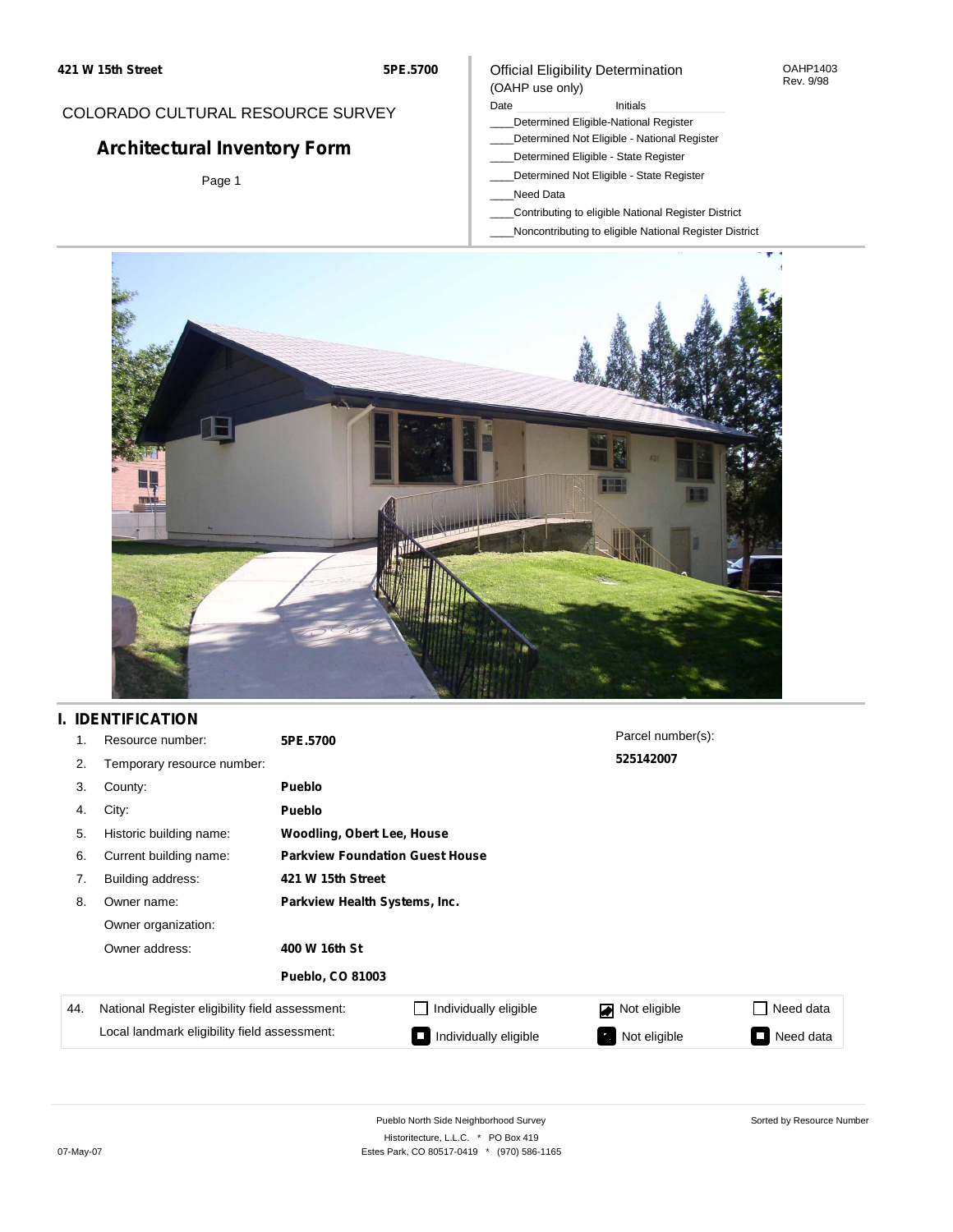421 W 15th Street 5PE.5700

COLORADO CULTURAL RESOURCE SURVEY

# Architectural Inventory Form

Page 1

Official Eligibility Determination
(OAHP use only)

OAHP1403
Rev. 9/98

Date Initials

____Determined Eligible-National Register
____Determined Not Eligible - National Register
____Determined Eligible - State Register
____Determined Not Eligible - State Register
____Need Data
____Contributing to eligible National Register District
____Noncontributing to eligible National Register District

## I. IDENTIFICATION

| | | |
|---|---|---|
| 1. | Resource number: | **5PE.5700** |
| 2. | Temporary resource number: | |
| 3. | County: | **Pueblo** |
| 4. | City: | **Pueblo** |
| 5. | Historic building name: | **Woodling, Obert Lee, House** |
| 6. | Current building name: | **Parkview Foundation Guest House** |
| 7. | Building address: | **421 W 15th Street** |
| 8. | Owner name: | **Parkview Health Systems, Inc.** |
| | Owner organization: | |
| | Owner address: | **400 W 16th St** |
| | | **Pueblo, CO 81003** |

Parcel number(s):
**525142007**

| 44. | | | | |
|---|---|---|---|---|
| | National Register eligibility field assessment: | ☐ Individually eligible | ☑ Not eligible | ☐ Need data |
| | Local landmark eligibility field assessment: | ■ Individually eligible | ■ Not eligible | ■ Need data |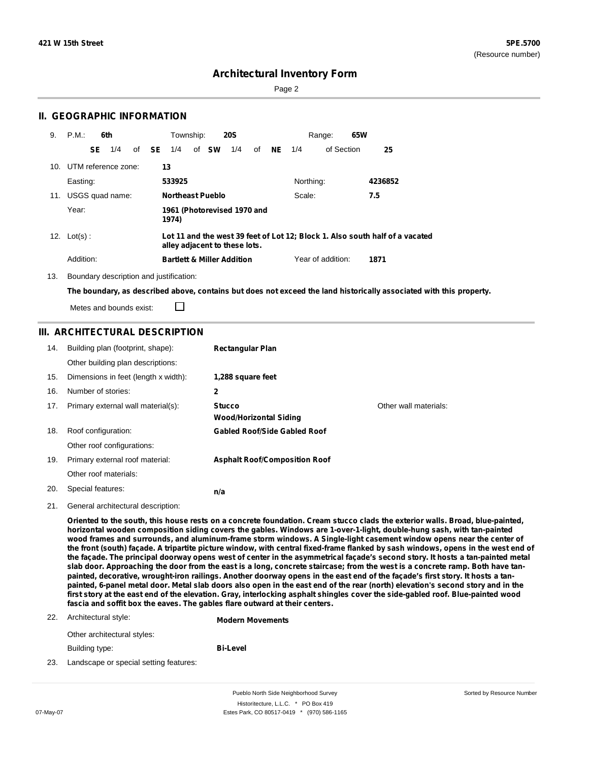## II. GEOGRAPHIC INFORMATION

9. P.M.: **6th** Township: **20S** Range: **65W**

**SE** 1/4 of **SE** 1/4 of **SW** 1/4 of **NE** 1/4 of Section **25**

10. UTM reference zone: **13**

Easting: **533925** Northing: **4236852**

11. USGS quad name: **Northeast Pueblo** Scale: **7.5**

Year: **1961 (Photorevised 1970 and 1974)**

12. Lot(s) : **Lot 11 and the west 39 feet of Lot 12; Block 1. Also south half of a vacated alley adjacent to these lots.**

Addition: **Bartlett & Miller Addition** Year of addition: **1871**

13. Boundary description and justification:

**The boundary, as described above, contains but does not exceed the land historically associated with this property.**

Metes and bounds exist: ☐

## III. ARCHITECTURAL DESCRIPTION

14. Building plan (footprint, shape): **Rectangular Plan**

Other building plan descriptions:

15. Dimensions in feet (length x width): **1,288 square feet**

16. Number of stories: **2**

17. Primary external wall material(s): **Stucco**, **Wood/Horizontal Siding** Other wall materials:

18. Roof configuration: **Gabled Roof/Side Gabled Roof**

Other roof configurations:

19. Primary external roof material: **Asphalt Roof/Composition Roof**

Other roof materials:

20. Special features: **n/a**

21. General architectural description:

**Oriented to the south, this house rests on a concrete foundation. Cream stucco clads the exterior walls. Broad, blue-painted, horizontal wooden composition siding covers the gables. Windows are 1-over-1-light, double-hung sash, with tan-painted wood frames and surrounds, and aluminum-frame storm windows. A Single-light casement window opens near the center of the front (south) façade. A tripartite picture window, with central fixed-frame flanked by sash windows, opens in the west end of the façade. The principal doorway opens west of center in the asymmetrical façade's second story. It hosts a tan-painted metal slab door. Approaching the door from the east is a long, concrete staircase; from the west is a concrete ramp. Both have tan-painted, decorative, wrought-iron railings. Another doorway opens in the east end of the façade's first story. It hosts a tan-painted, 6-panel metal door. Metal slab doors also open in the east end of the rear (north) elevation's second story and in the first story at the east end of the elevation. Gray, interlocking asphalt shingles cover the side-gabled roof. Blue-painted wood fascia and soffit box the eaves. The gables flare outward at their centers.**

22. Architectural style: **Modern Movements**

Other architectural styles:

Building type: **Bi-Level**

23. Landscape or special setting features: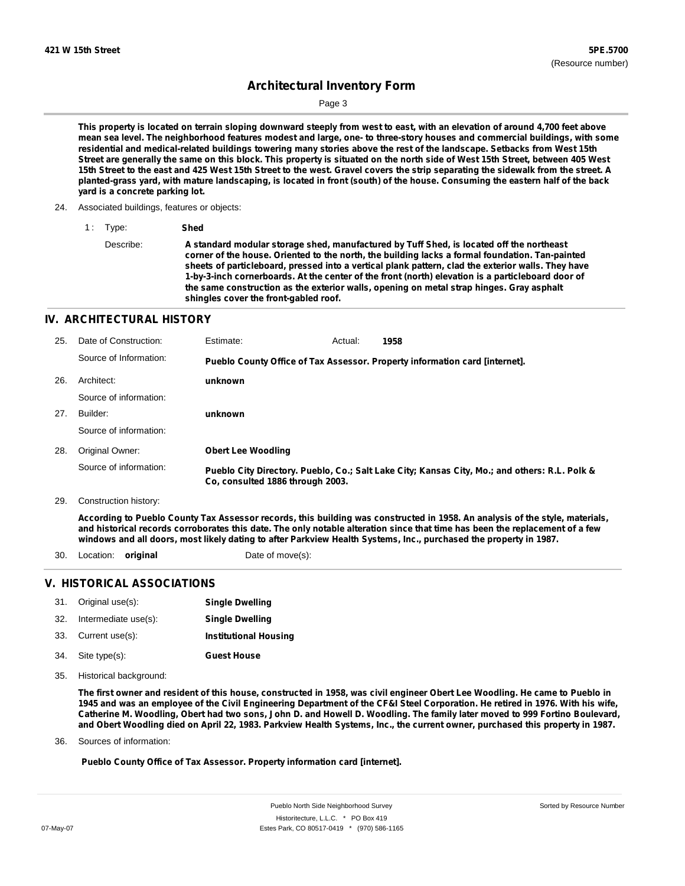This property is located on terrain sloping downward steeply from west to east, with an elevation of around 4,700 feet above mean sea level. The neighborhood features modest and large, one- to three-story houses and commercial buildings, with some residential and medical-related buildings towering many stories above the rest of the landscape. Setbacks from West 15th Street are generally the same on this block. This property is situated on the north side of West 15th Street, between 405 West 15th Street to the east and 425 West 15th Street to the west. Gravel covers the strip separating the sidewalk from the street. A planted-grass yard, with mature landscaping, is located in front (south) of the house. Consuming the eastern half of the back yard is a concrete parking lot.

24. Associated buildings, features or objects:

1 : Type: **Shed**

Describe: **A standard modular storage shed, manufactured by Tuff Shed, is located off the northeast corner of the house. Oriented to the north, the building lacks a formal foundation. Tan-painted sheets of particleboard, pressed into a vertical plank pattern, clad the exterior walls. They have 1-by-3-inch cornerboards. At the center of the front (north) elevation is a particleboard door of the same construction as the exterior walls, opening on metal strap hinges. Gray asphalt shingles cover the front-gabled roof.**

## IV. ARCHITECTURAL HISTORY

25. Date of Construction: Estimate: Actual: **1958**

Source of Information: **Pueblo County Office of Tax Assessor. Property information card [internet].**

26. Architect: **unknown**

Source of information:

27. Builder: **unknown**

Source of information:

28. Original Owner: **Obert Lee Woodling**

Source of information: **Pueblo City Directory. Pueblo, Co.; Salt Lake City; Kansas City, Mo.; and others: R.L. Polk & Co, consulted 1886 through 2003.**

29. Construction history:

**According to Pueblo County Tax Assessor records, this building was constructed in 1958. An analysis of the style, materials, and historical records corroborates this date. The only notable alteration since that time has been the replacement of a few windows and all doors, most likely dating to after Parkview Health Systems, Inc., purchased the property in 1987.**

30. Location: **original** Date of move(s):

## V. HISTORICAL ASSOCIATIONS

31. Original use(s): **Single Dwelling**
32. Intermediate use(s): **Single Dwelling**
33. Current use(s): **Institutional Housing**
34. Site type(s): **Guest House**

35. Historical background:

**The first owner and resident of this house, constructed in 1958, was civil engineer Obert Lee Woodling. He came to Pueblo in 1945 and was an employee of the Civil Engineering Department of the CF&I Steel Corporation. He retired in 1976. With his wife, Catherine M. Woodling, Obert had two sons, John D. and Howell D. Woodling. The family later moved to 999 Fortino Boulevard, and Obert Woodling died on April 22, 1983. Parkview Health Systems, Inc., the current owner, purchased this property in 1987.**

36. Sources of information:

**Pueblo County Office of Tax Assessor. Property information card [internet].**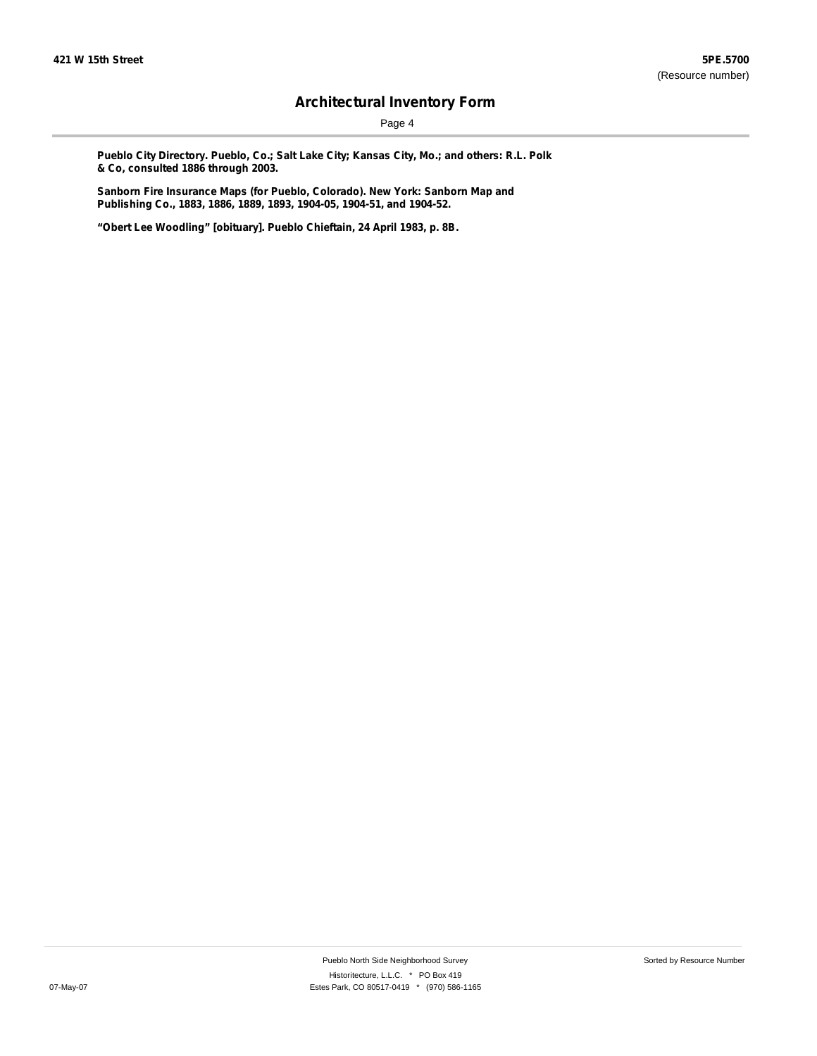**Pueblo City Directory. Pueblo, Co.; Salt Lake City; Kansas City, Mo.; and others: R.L. Polk & Co, consulted 1886 through 2003.**

**Sanborn Fire Insurance Maps (for Pueblo, Colorado). New York: Sanborn Map and Publishing Co., 1883, 1886, 1889, 1893, 1904-05, 1904-51, and 1904-52.**

**"Obert Lee Woodling" [obituary]. Pueblo Chieftain, 24 April 1983, p. 8B.**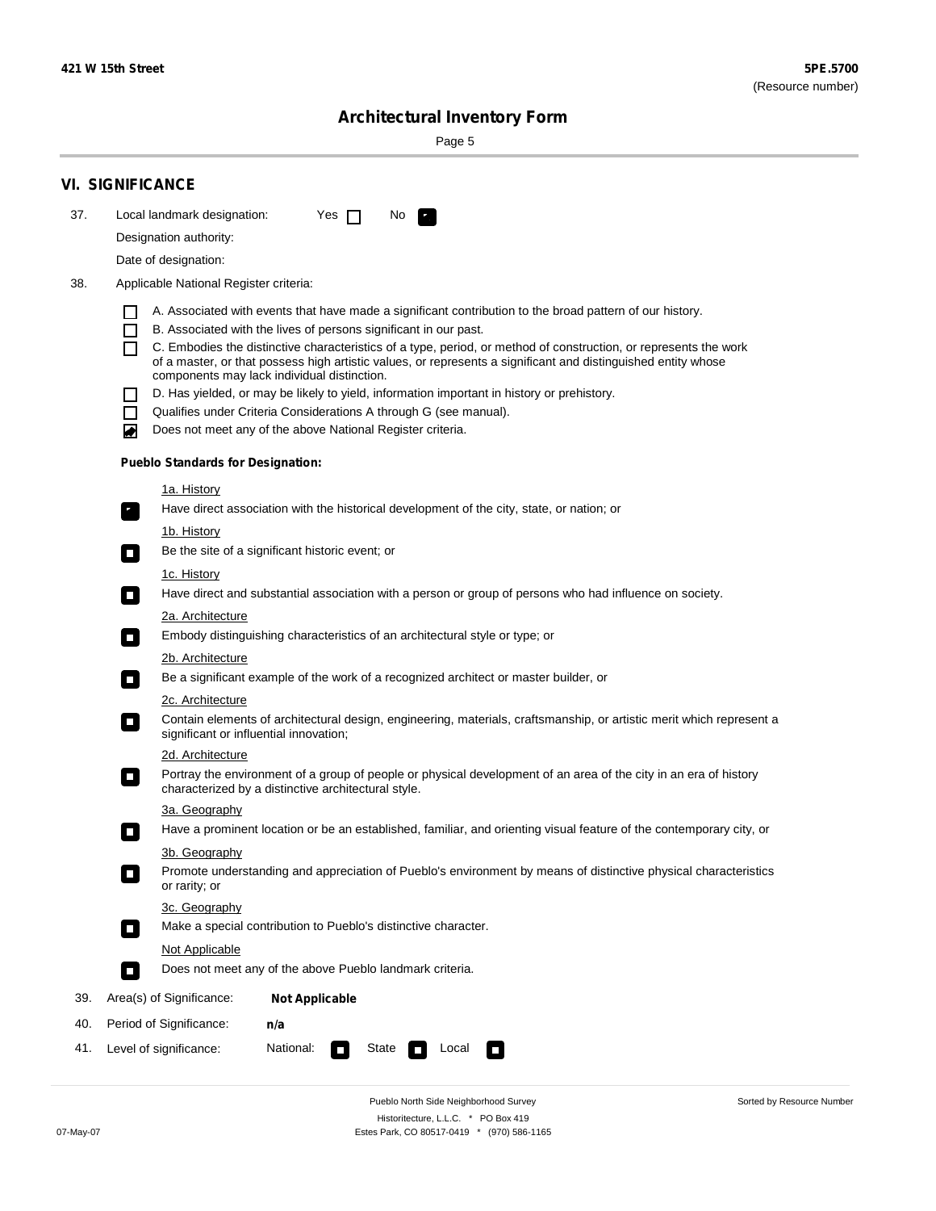## VI. SIGNIFICANCE

37. Local landmark designation: Yes ☐ No ☑

Designation authority:

Date of designation:

38. Applicable National Register criteria:

- ☐ A. Associated with events that have made a significant contribution to the broad pattern of our history.
- ☐ B. Associated with the lives of persons significant in our past.
- ☐ C. Embodies the distinctive characteristics of a type, period, or method of construction, or represents the work of a master, or that possess high artistic values, or represents a significant and distinguished entity whose components may lack individual distinction.
- ☐ D. Has yielded, or may be likely to yield, information important in history or prehistory.
- ☐ Qualifies under Criteria Considerations A through G (see manual).
- ☑ Does not meet any of the above National Register criteria.

**Pueblo Standards for Designation:**

1a. History
☑ Have direct association with the historical development of the city, state, or nation; or

1b. History
☐ Be the site of a significant historic event; or

1c. History
☐ Have direct and substantial association with a person or group of persons who had influence on society.

2a. Architecture
☐ Embody distinguishing characteristics of an architectural style or type; or

2b. Architecture
☐ Be a significant example of the work of a recognized architect or master builder, or

2c. Architecture
☐ Contain elements of architectural design, engineering, materials, craftsmanship, or artistic merit which represent a significant or influential innovation;

2d. Architecture
☐ Portray the environment of a group of people or physical development of an area of the city in an era of history characterized by a distinctive architectural style.

3a. Geography
☐ Have a prominent location or be an established, familiar, and orienting visual feature of the contemporary city, or

3b. Geography
☐ Promote understanding and appreciation of Pueblo's environment by means of distinctive physical characteristics or rarity; or

3c. Geography
☐ Make a special contribution to Pueblo's distinctive character.

Not Applicable
☐ Does not meet any of the above Pueblo landmark criteria.

39. Area(s) of Significance: **Not Applicable**

40. Period of Significance: **n/a**

41. Level of significance: National: ☐ State ☐ Local ☐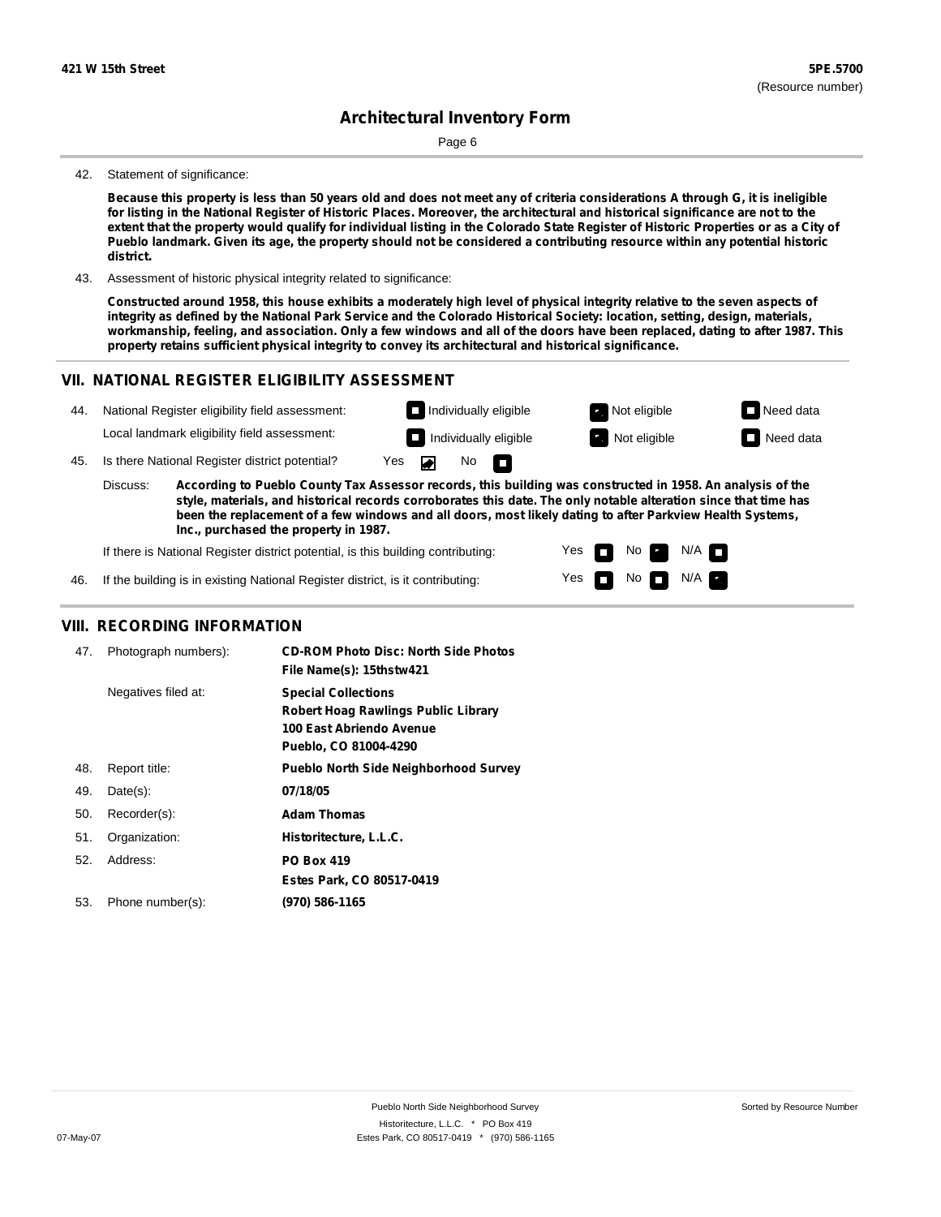42. Statement of significance:

**Because this property is less than 50 years old and does not meet any of criteria considerations A through G, it is ineligible for listing in the National Register of Historic Places. Moreover, the architectural and historical significance are not to the extent that the property would qualify for individual listing in the Colorado State Register of Historic Properties or as a City of Pueblo landmark. Given its age, the property should not be considered a contributing resource within any potential historic district.**

43. Assessment of historic physical integrity related to significance:

**Constructed around 1958, this house exhibits a moderately high level of physical integrity relative to the seven aspects of integrity as defined by the National Park Service and the Colorado Historical Society: location, setting, design, materials, workmanship, feeling, and association. Only a few windows and all of the doors have been replaced, dating to after 1987. This property retains sufficient physical integrity to convey its architectural and historical significance.**

## VII. NATIONAL REGISTER ELIGIBILITY ASSESSMENT

44. National Register eligibility field assessment: ☐ Individually eligible ☒ Not eligible ☐ Need data

Local landmark eligibility field assessment: ☐ Individually eligible ☒ Not eligible ☐ Need data

45. Is there National Register district potential? Yes ☒ No ☐

Discuss: **According to Pueblo County Tax Assessor records, this building was constructed in 1958. An analysis of the style, materials, and historical records corroborates this date. The only notable alteration since that time has been the replacement of a few windows and all doors, most likely dating to after Parkview Health Systems, Inc., purchased the property in 1987.**

If there is National Register district potential, is this building contributing: Yes ☐ No ☒ N/A ☐

46. If the building is in existing National Register district, is it contributing: Yes ☐ No ☐ N/A ☒

## VIII. RECORDING INFORMATION

| | | |
|---|---|---|
| 47. | Photograph numbers): | **CD-ROM Photo Disc: North Side Photos**<br>**File Name(s): 15thstw421** |
| | Negatives filed at: | **Special Collections**<br>**Robert Hoag Rawlings Public Library**<br>**100 East Abriendo Avenue**<br>**Pueblo, CO 81004-4290** |
| 48. | Report title: | **Pueblo North Side Neighborhood Survey** |
| 49. | Date(s): | **07/18/05** |
| 50. | Recorder(s): | **Adam Thomas** |
| 51. | Organization: | **Historitecture, L.L.C.** |
| 52. | Address: | **PO Box 419**<br>**Estes Park, CO 80517-0419** |
| 53. | Phone number(s): | **(970) 586-1165** |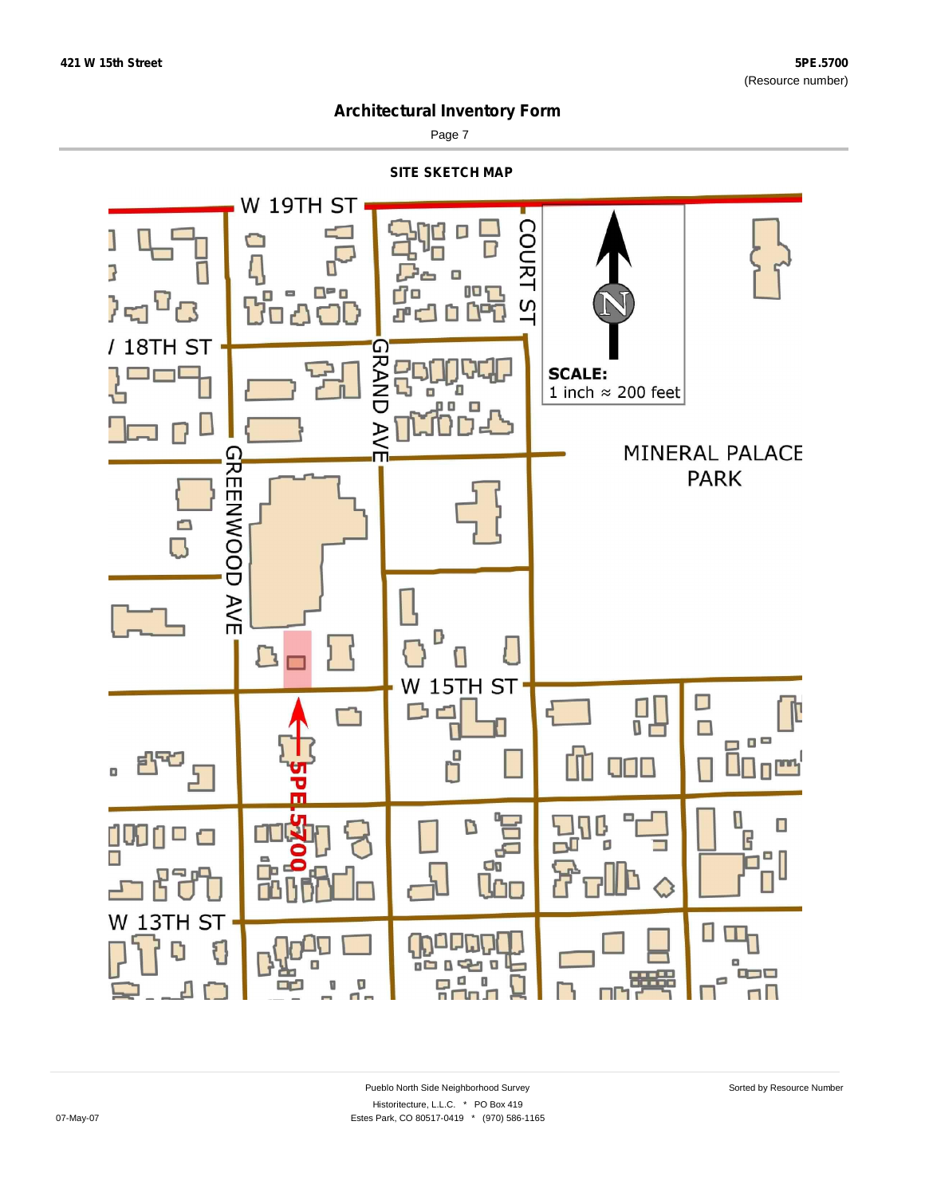## Architectural Inventory Form

### SITE SKETCH MAP

W 19TH ST

COURT ST

18TH ST

GRAND AVE

GREENWOOD AVE

SCALE:
1 inch ≈ 200 feet

MINERAL PALACE PARK

W 15TH ST

5PE.5700

W 13TH ST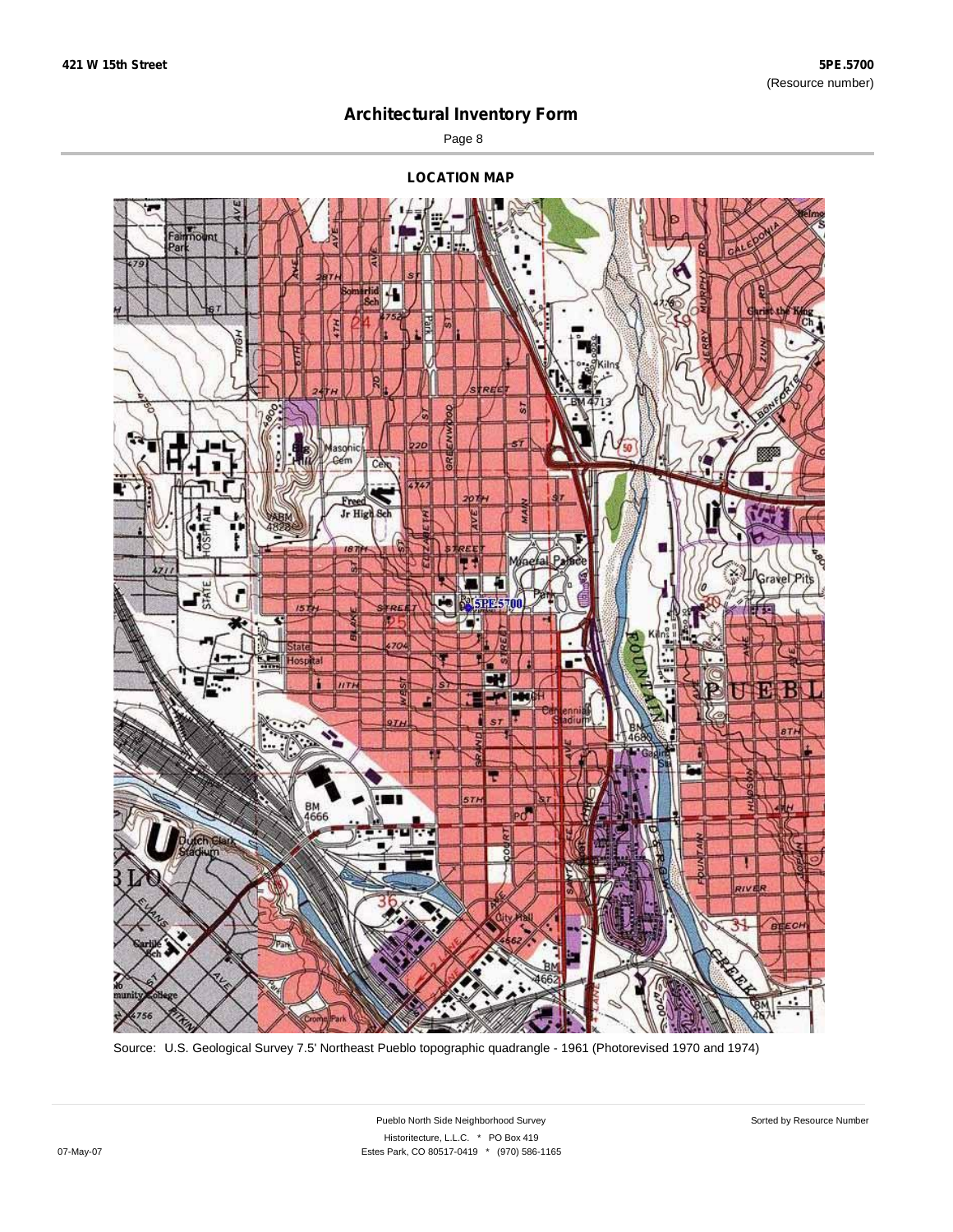## LOCATION MAP

Source: U.S. Geological Survey 7.5' Northeast Pueblo topographic quadrangle - 1961 (Photorevised 1970 and 1974)